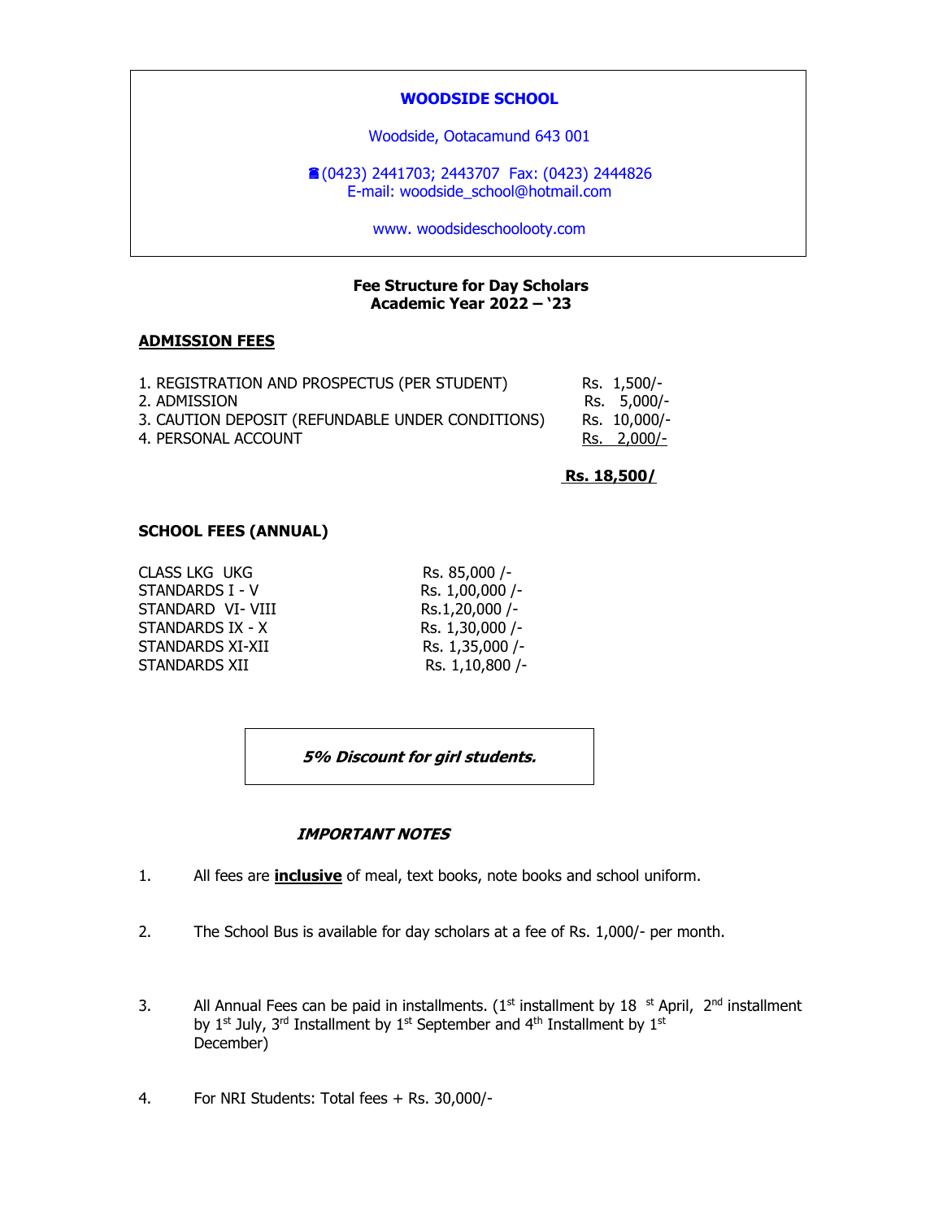**WOODSIDE SCHOOL**

Woodside, Ootacamund 643 001

☎(0423) 2441703; 2443707 Fax: (0423) 2444826
E-mail: woodside_school@hotmail.com

www. woodsideschoolooty.com

**Fee Structure for Day Scholars**
**Academic Year 2022 – '23**

## ADMISSION FEES

| | |
|---|---|
| 1. REGISTRATION AND PROSPECTUS (PER STUDENT) | Rs. 1,500/- |
| 2. ADMISSION | Rs. 5,000/- |
| 3. CAUTION DEPOSIT (REFUNDABLE UNDER CONDITIONS) | Rs. 10,000/- |
| 4. PERSONAL ACCOUNT | Rs. 2,000/- |
| | **Rs. 18,500/** |

## SCHOOL FEES (ANNUAL)

| | |
|---|---|
| CLASS LKG UKG | Rs. 85,000 /- |
| STANDARDS I - V | Rs. 1,00,000 /- |
| STANDARD VI- VIII | Rs.1,20,000 /- |
| STANDARDS IX - X | Rs. 1,30,000 /- |
| STANDARDS XI-XII | Rs. 1,35,000 /- |
| STANDARDS XII | Rs. 1,10,800 /- |

***5% Discount for girl students.***

***IMPORTANT NOTES***

1. All fees are **inclusive** of meal, text books, note books and school uniform.

2. The School Bus is available for day scholars at a fee of Rs. 1,000/- per month.

3. All Annual Fees can be paid in installments. (1st installment by 18 st April, 2nd installment by 1st July, 3rd Installment by 1st September and 4th Installment by 1st December)

4. For NRI Students: Total fees + Rs. 30,000/-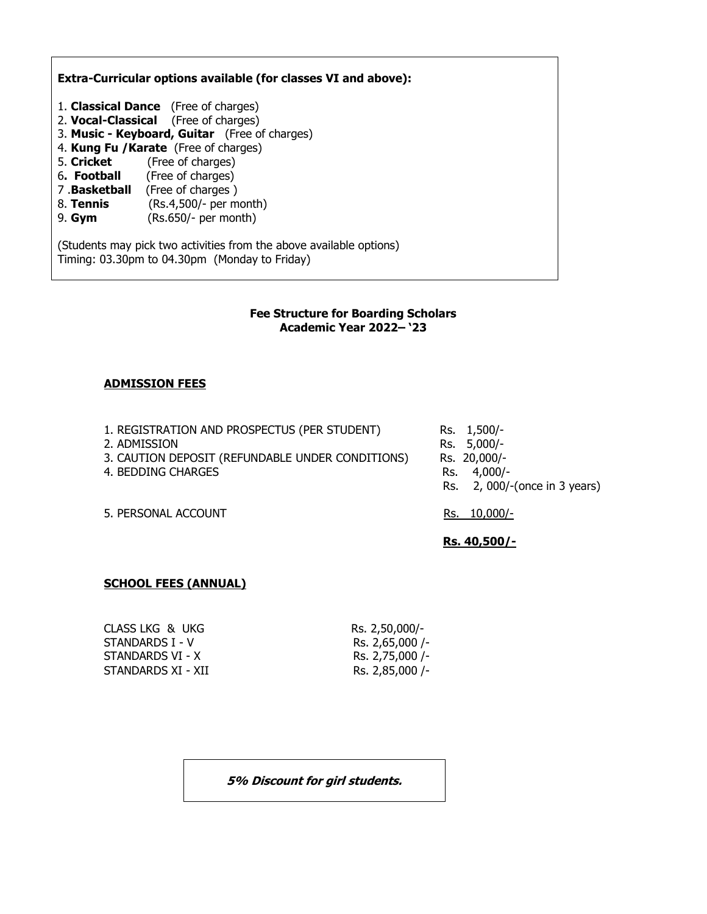**Extra-Curricular options available (for classes VI and above):**

1. **Classical Dance** (Free of charges)
2. **Vocal-Classical** (Free of charges)
3. **Music - Keyboard, Guitar** (Free of charges)
4. **Kung Fu /Karate** (Free of charges)
5. **Cricket** (Free of charges)
6. **Football** (Free of charges)
7. **Basketball** (Free of charges )
8. **Tennis** (Rs.4,500/- per month)
9. **Gym** (Rs.650/- per month)

(Students may pick two activities from the above available options)
Timing: 03.30pm to 04.30pm (Monday to Friday)

## Fee Structure for Boarding Scholars
## Academic Year 2022– '23

### ADMISSION FEES

| | |
|---|---|
| 1. REGISTRATION AND PROSPECTUS (PER STUDENT) | Rs. 1,500/- |
| 2. ADMISSION | Rs. 5,000/- |
| 3. CAUTION DEPOSIT (REFUNDABLE UNDER CONDITIONS) | Rs. 20,000/- |
| 4. BEDDING CHARGES | Rs. 4,000/- |
| | Rs. 2, 000/-(once in 3 years) |
| 5. PERSONAL ACCOUNT | Rs. 10,000/- |
| | **Rs. 40,500/-** |

### SCHOOL FEES (ANNUAL)

| | |
|---|---|
| CLASS LKG & UKG | Rs. 2,50,000/- |
| STANDARDS I - V | Rs. 2,65,000 /- |
| STANDARDS VI - X | Rs. 2,75,000 /- |
| STANDARDS XI - XII | Rs. 2,85,000 /- |

***5% Discount for girl students.***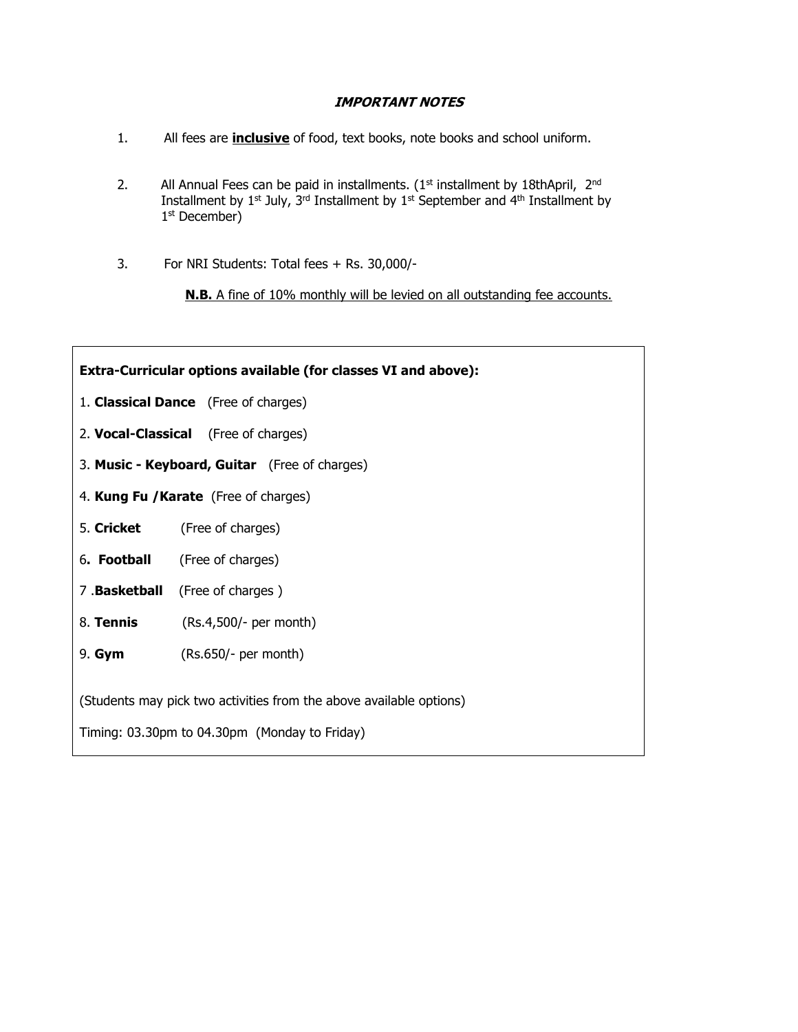## ***IMPORTANT NOTES***

1. All fees are **inclusive** of food, text books, note books and school uniform.

2. All Annual Fees can be paid in installments. (1st installment by 18thApril, 2nd Installment by 1st July, 3rd Installment by 1st September and 4th Installment by 1st December)

3. For NRI Students: Total fees + Rs. 30,000/-

**N.B.** A fine of 10% monthly will be levied on all outstanding fee accounts.

**Extra-Curricular options available (for classes VI and above):**

1. **Classical Dance** (Free of charges)
2. **Vocal-Classical** (Free of charges)
3. **Music - Keyboard, Guitar** (Free of charges)
4. **Kung Fu /Karate** (Free of charges)
5. **Cricket** (Free of charges)
6. **Football** (Free of charges)
7. **Basketball** (Free of charges )
8. **Tennis** (Rs.4,500/- per month)
9. **Gym** (Rs.650/- per month)

(Students may pick two activities from the above available options)

Timing: 03.30pm to 04.30pm (Monday to Friday)